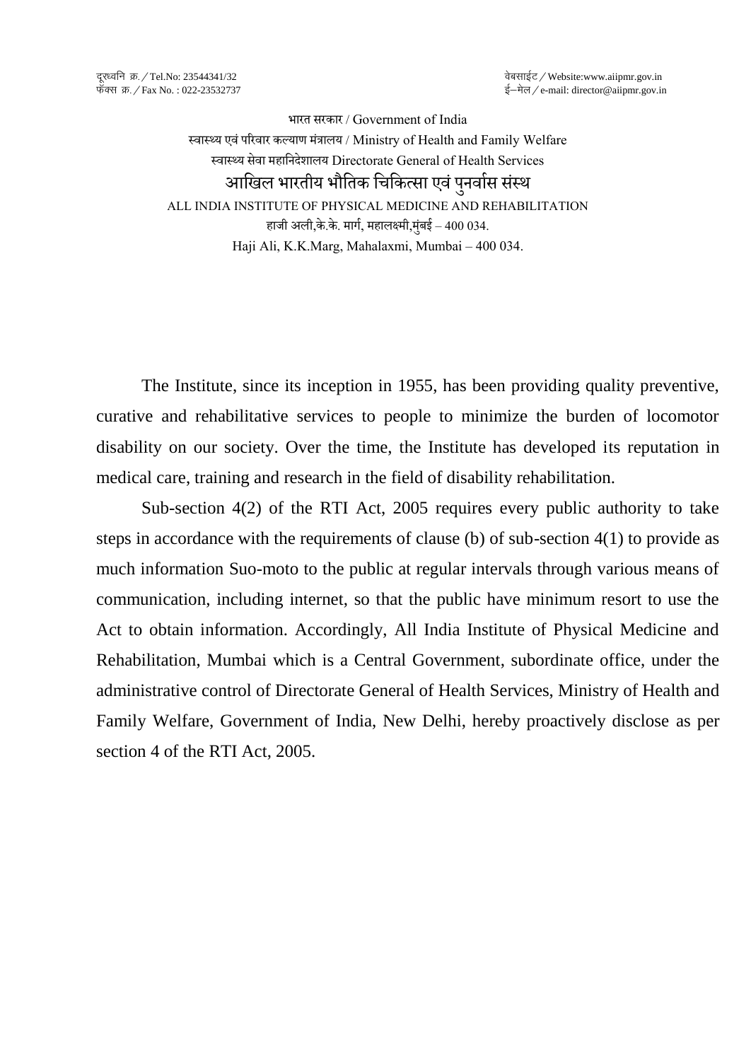दूरध्वनि क्र. / Tel.No: 23544341/32
फॅक्स क्र. / Fax No. : 022-23532737

वेबसाईट / Website:www.aiipmr.gov.in
ई–मेल / e-mail: director@aiipmr.gov.in

भारत सरकार / Government of India

स्वास्थ्य एवं परिवार कल्याण मंत्रालय / Ministry of Health and Family Welfare

स्वास्थ्य सेवा महानिदेशालय Directorate General of Health Services

# आखिल भारतीय भौतिक चिकित्सा एवं पुनर्वास संस्थ

ALL INDIA INSTITUTE OF PHYSICAL MEDICINE AND REHABILITATION

हाजी अली,के.के. मार्ग, महालक्ष्मी,मुंबई – 400 034.

Haji Ali, K.K.Marg, Mahalaxmi, Mumbai – 400 034.

The Institute, since its inception in 1955, has been providing quality preventive, curative and rehabilitative services to people to minimize the burden of locomotor disability on our society. Over the time, the Institute has developed its reputation in medical care, training and research in the field of disability rehabilitation.

Sub-section 4(2) of the RTI Act, 2005 requires every public authority to take steps in accordance with the requirements of clause (b) of sub-section 4(1) to provide as much information Suo-moto to the public at regular intervals through various means of communication, including internet, so that the public have minimum resort to use the Act to obtain information. Accordingly, All India Institute of Physical Medicine and Rehabilitation, Mumbai which is a Central Government, subordinate office, under the administrative control of Directorate General of Health Services, Ministry of Health and Family Welfare, Government of India, New Delhi, hereby proactively disclose as per section 4 of the RTI Act, 2005.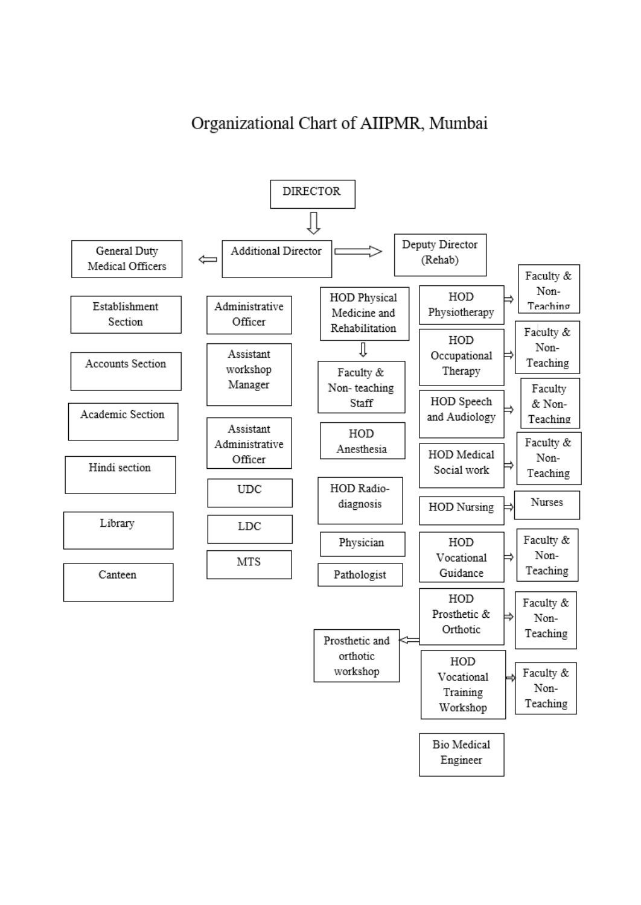# Organizational Chart of AIIPMR, Mumbai

- DIRECTOR
  - Additional Director
    - General Duty Medical Officers
    - Deputy Director (Rehab)

**Left column:**

- Establishment Section
- Accounts Section
- Academic Section
- Hindi section
- Library
- Canteen

**Administrative column:**

- Administrative Officer
- Assistant workshop Manager
- Assistant Administrative Officer
- UDC
- LDC
- MTS

**Medical column:**

- HOD Physical Medicine and Rehabilitation
  - Faculty & Non- teaching Staff
- HOD Anesthesia
- HOD Radio-diagnosis
- Physician
- Pathologist
- Prosthetic and orthotic workshop

**Departments:**

- HOD Physiotherapy → Faculty & Non-Teaching
- HOD Occupational Therapy → Faculty & Non-Teaching
- HOD Speech and Audiology → Faculty & Non-Teaching
- HOD Medical Social work → Faculty & Non-Teaching
- HOD Nursing → Nurses
- HOD Vocational Guidance → Faculty & Non-Teaching
- HOD Prosthetic & Orthotic → Faculty & Non-Teaching; → Prosthetic and orthotic workshop
- HOD Vocational Training Workshop → Faculty & Non-Teaching
- Bio Medical Engineer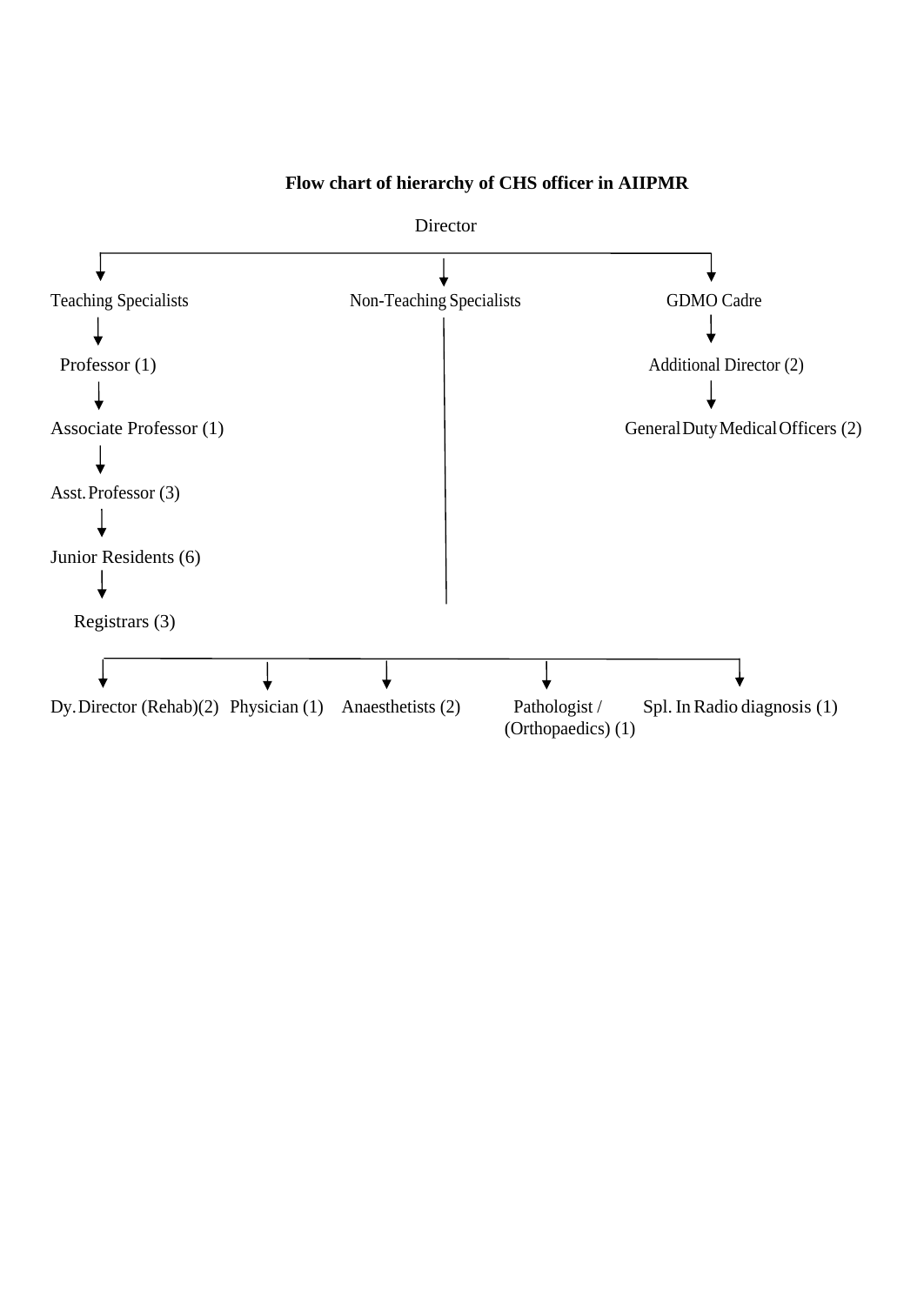**Flow chart of hierarchy of CHS officer in AIIPMR**

Director

- Teaching Specialists
  - Professor (1)
    - Associate Professor (1)
      - Asst. Professor (3)
        - Junior Residents (6)
          - Registrars (3)
- Non-Teaching Specialists
  - Dy. Director (Rehab)(2)
  - Physician (1)
  - Anaesthetists (2)
  - Pathologist / (Orthopaedics) (1)
  - Spl. In Radio diagnosis (1)
- GDMO Cadre
  - Additional Director (2)
    - General Duty Medical Officers (2)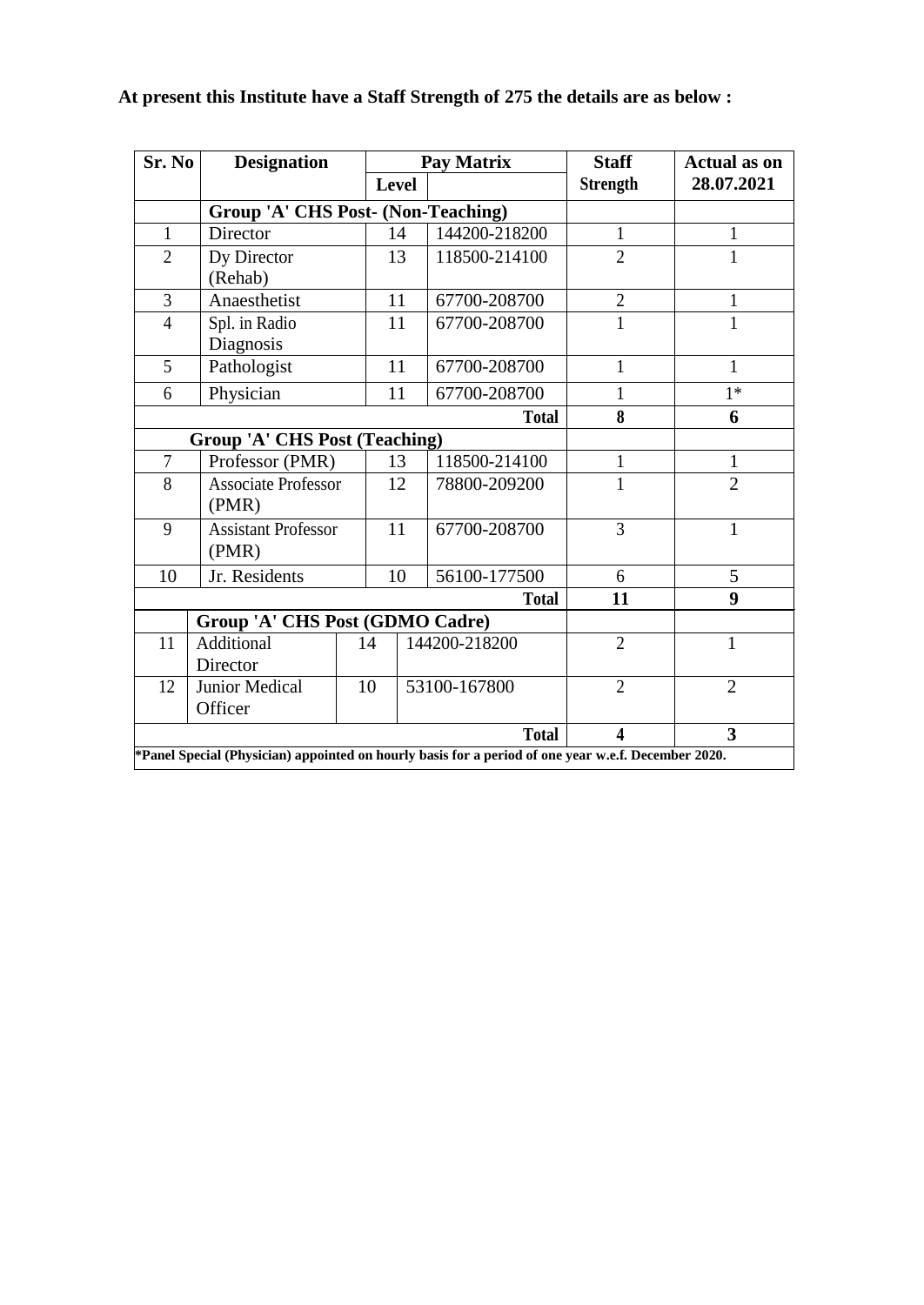**At present this Institute have a Staff Strength of 275 the details are as below :**

| Sr. No | Designation | Pay Matrix | | Staff Strength | Actual as on 28.07.2021 |
|---|---|---|---|---|---|
| | | Level | | | |
| | **Group 'A' CHS Post- (Non-Teaching)** | | | | |
| 1 | Director | 14 | 144200-218200 | 1 | 1 |
| 2 | Dy Director (Rehab) | 13 | 118500-214100 | 2 | 1 |
| 3 | Anaesthetist | 11 | 67700-208700 | 2 | 1 |
| 4 | Spl. in Radio Diagnosis | 11 | 67700-208700 | 1 | 1 |
| 5 | Pathologist | 11 | 67700-208700 | 1 | 1 |
| 6 | Physician | 11 | 67700-208700 | 1 | 1* |
| | | | **Total** | **8** | **6** |
| | **Group 'A' CHS Post (Teaching)** | | | | |
| 7 | Professor (PMR) | 13 | 118500-214100 | 1 | 1 |
| 8 | Associate Professor (PMR) | 12 | 78800-209200 | 1 | 2 |
| 9 | Assistant Professor (PMR) | 11 | 67700-208700 | 3 | 1 |
| 10 | Jr. Residents | 10 | 56100-177500 | 6 | 5 |
| | | | **Total** | **11** | **9** |
| | **Group 'A' CHS Post (GDMO Cadre)** | | | | |
| 11 | Additional Director | 14 | 144200-218200 | 2 | 1 |
| 12 | Junior Medical Officer | 10 | 53100-167800 | 2 | 2 |
| | | | **Total** | **4** | **3** |

***Panel Special (Physician) appointed on hourly basis for a period of one year w.e.f. December 2020.**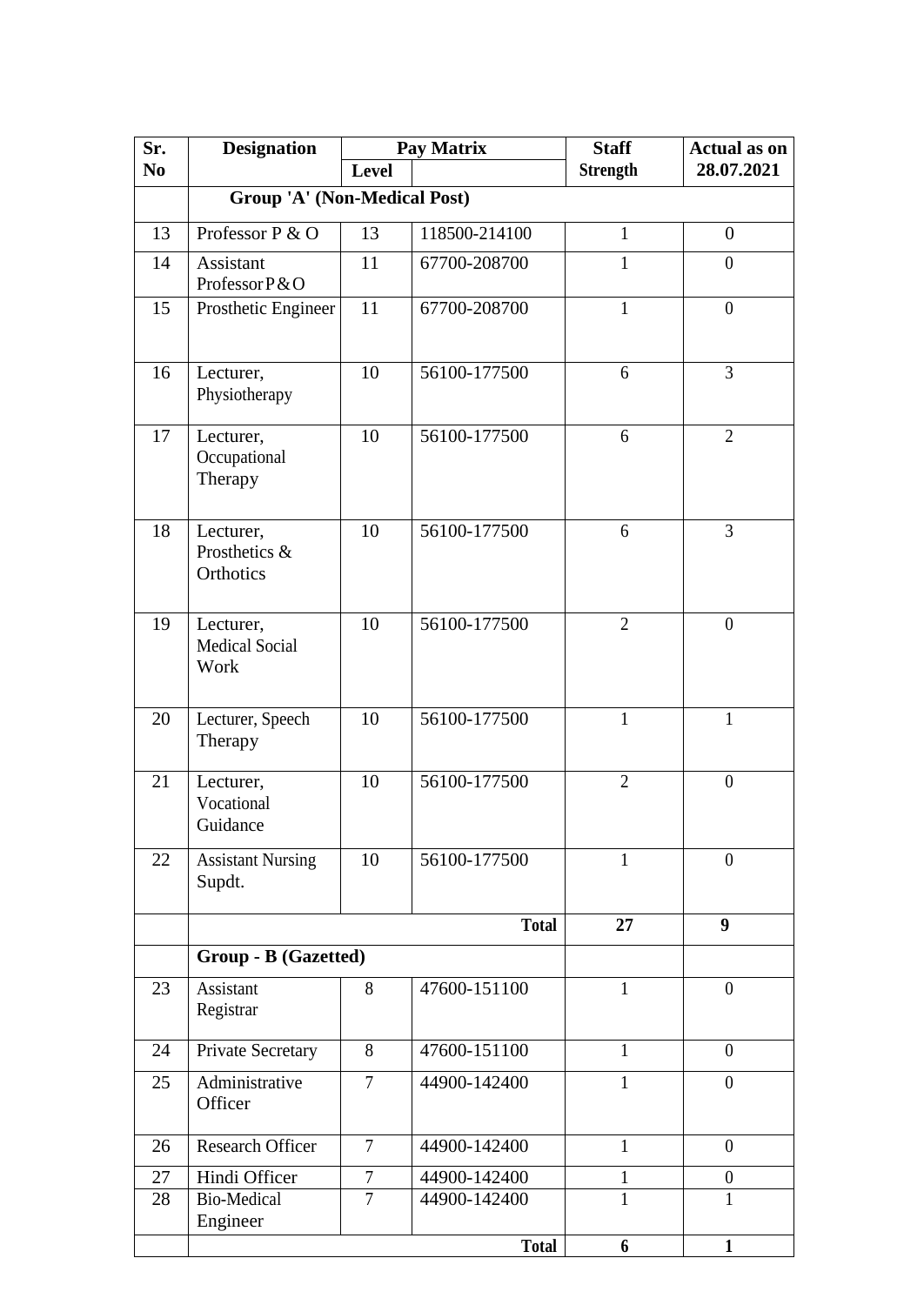| Sr. No | Designation | Pay Matrix | | Staff Strength | Actual as on 28.07.2021 |
|---|---|---|---|---|---|
| | | Level | | | |
| | **Group 'A' (Non-Medical Post)** | | | | |
| 13 | Professor P & O | 13 | 118500-214100 | 1 | 0 |
| 14 | Assistant Professor P&O | 11 | 67700-208700 | 1 | 0 |
| 15 | Prosthetic Engineer | 11 | 67700-208700 | 1 | 0 |
| 16 | Lecturer, Physiotherapy | 10 | 56100-177500 | 6 | 3 |
| 17 | Lecturer, Occupational Therapy | 10 | 56100-177500 | 6 | 2 |
| 18 | Lecturer, Prosthetics & Orthotics | 10 | 56100-177500 | 6 | 3 |
| 19 | Lecturer, Medical Social Work | 10 | 56100-177500 | 2 | 0 |
| 20 | Lecturer, Speech Therapy | 10 | 56100-177500 | 1 | 1 |
| 21 | Lecturer, Vocational Guidance | 10 | 56100-177500 | 2 | 0 |
| 22 | Assistant Nursing Supdt. | 10 | 56100-177500 | 1 | 0 |
| | | | **Total** | **27** | **9** |
| | **Group - B (Gazetted)** | | | | |
| 23 | Assistant Registrar | 8 | 47600-151100 | 1 | 0 |
| 24 | Private Secretary | 8 | 47600-151100 | 1 | 0 |
| 25 | Administrative Officer | 7 | 44900-142400 | 1 | 0 |
| 26 | Research Officer | 7 | 44900-142400 | 1 | 0 |
| 27 | Hindi Officer | 7 | 44900-142400 | 1 | 0 |
| 28 | Bio-Medical Engineer | 7 | 44900-142400 | 1 | 1 |
| | | | **Total** | **6** | **1** |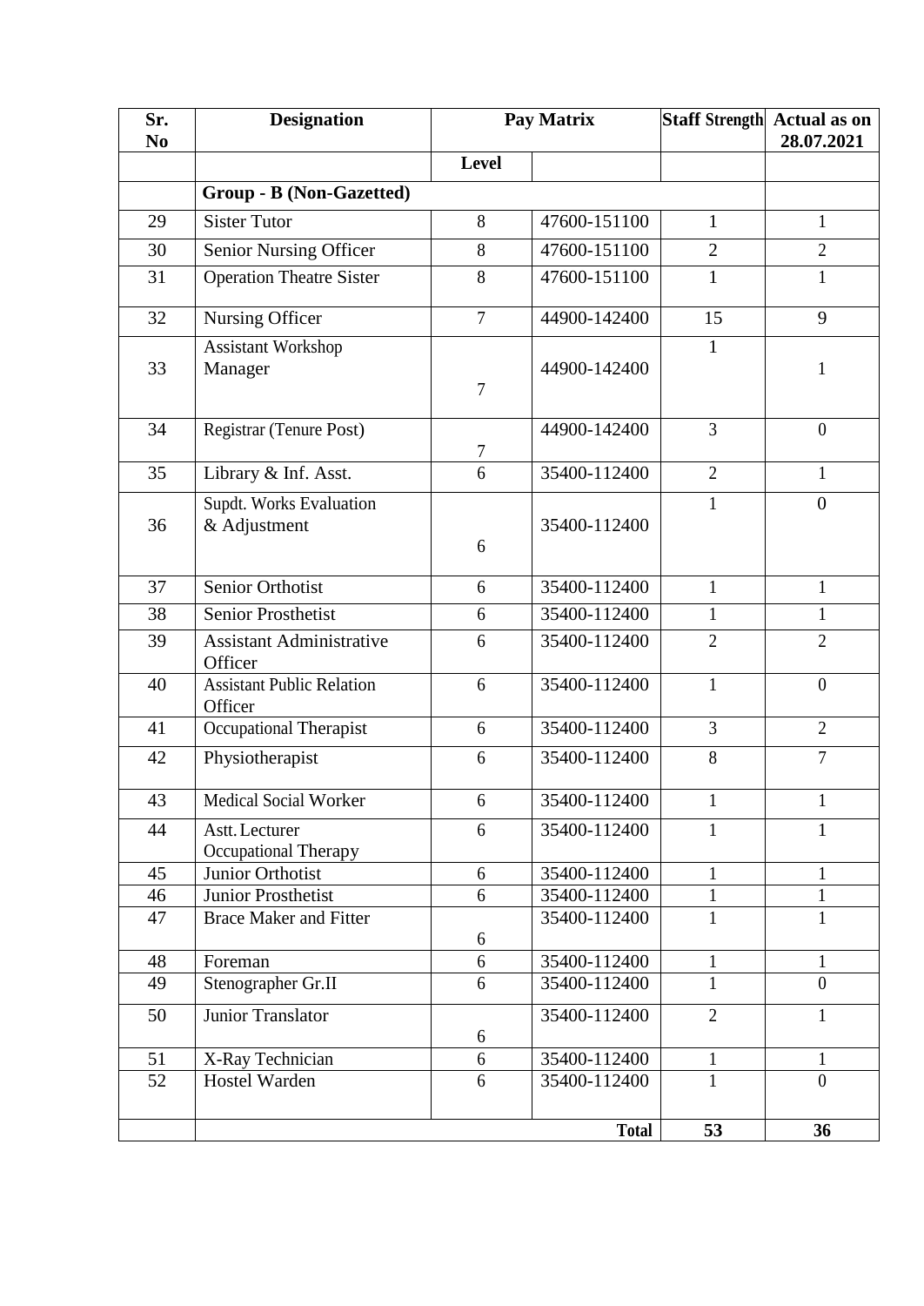| Sr. No | Designation | Pay Matrix | | Staff Strength | Actual as on 28.07.2021 |
|---|---|---|---|---|---|
| | | Level | | | |
| | **Group - B (Non-Gazetted)** | | | | |
| 29 | Sister Tutor | 8 | 47600-151100 | 1 | 1 |
| 30 | Senior Nursing Officer | 8 | 47600-151100 | 2 | 2 |
| 31 | Operation Theatre Sister | 8 | 47600-151100 | 1 | 1 |
| 32 | Nursing Officer | 7 | 44900-142400 | 15 | 9 |
| 33 | Assistant Workshop Manager | 7 | 44900-142400 | 1 | 1 |
| 34 | Registrar (Tenure Post) | 7 | 44900-142400 | 3 | 0 |
| 35 | Library & Inf. Asst. | 6 | 35400-112400 | 2 | 1 |
| 36 | Supdt. Works Evaluation & Adjustment | 6 | 35400-112400 | 1 | 0 |
| 37 | Senior Orthotist | 6 | 35400-112400 | 1 | 1 |
| 38 | Senior Prosthetist | 6 | 35400-112400 | 1 | 1 |
| 39 | Assistant Administrative Officer | 6 | 35400-112400 | 2 | 2 |
| 40 | Assistant Public Relation Officer | 6 | 35400-112400 | 1 | 0 |
| 41 | Occupational Therapist | 6 | 35400-112400 | 3 | 2 |
| 42 | Physiotherapist | 6 | 35400-112400 | 8 | 7 |
| 43 | Medical Social Worker | 6 | 35400-112400 | 1 | 1 |
| 44 | Astt. Lecturer Occupational Therapy | 6 | 35400-112400 | 1 | 1 |
| 45 | Junior Orthotist | 6 | 35400-112400 | 1 | 1 |
| 46 | Junior Prosthetist | 6 | 35400-112400 | 1 | 1 |
| 47 | Brace Maker and Fitter | 6 | 35400-112400 | 1 | 1 |
| 48 | Foreman | 6 | 35400-112400 | 1 | 1 |
| 49 | Stenographer Gr.II | 6 | 35400-112400 | 1 | 0 |
| 50 | Junior Translator | 6 | 35400-112400 | 2 | 1 |
| 51 | X-Ray Technician | 6 | 35400-112400 | 1 | 1 |
| 52 | Hostel Warden | 6 | 35400-112400 | 1 | 0 |
| | | | **Total** | **53** | **36** |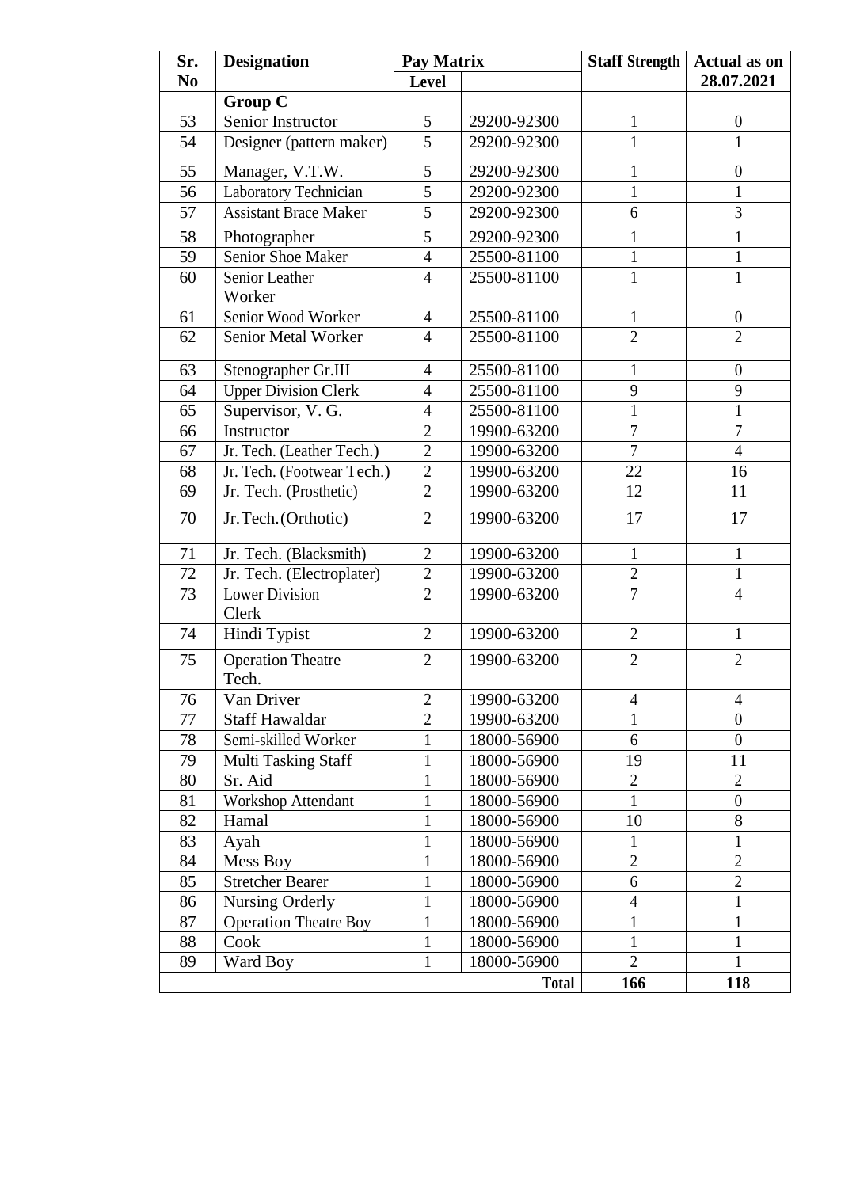| Sr. No | Designation | Pay Matrix Level | | Staff Strength | Actual as on 28.07.2021 |
|---|---|---|---|---|---|
| | **Group C** | | | | |
| 53 | Senior Instructor | 5 | 29200-92300 | 1 | 0 |
| 54 | Designer (pattern maker) | 5 | 29200-92300 | 1 | 1 |
| 55 | Manager, V.T.W. | 5 | 29200-92300 | 1 | 0 |
| 56 | Laboratory Technician | 5 | 29200-92300 | 1 | 1 |
| 57 | Assistant Brace Maker | 5 | 29200-92300 | 6 | 3 |
| 58 | Photographer | 5 | 29200-92300 | 1 | 1 |
| 59 | Senior Shoe Maker | 4 | 25500-81100 | 1 | 1 |
| 60 | Senior Leather Worker | 4 | 25500-81100 | 1 | 1 |
| 61 | Senior Wood Worker | 4 | 25500-81100 | 1 | 0 |
| 62 | Senior Metal Worker | 4 | 25500-81100 | 2 | 2 |
| 63 | Stenographer Gr.III | 4 | 25500-81100 | 1 | 0 |
| 64 | Upper Division Clerk | 4 | 25500-81100 | 9 | 9 |
| 65 | Supervisor, V. G. | 4 | 25500-81100 | 1 | 1 |
| 66 | Instructor | 2 | 19900-63200 | 7 | 7 |
| 67 | Jr. Tech. (Leather Tech.) | 2 | 19900-63200 | 7 | 4 |
| 68 | Jr. Tech. (Footwear Tech.) | 2 | 19900-63200 | 22 | 16 |
| 69 | Jr. Tech. (Prosthetic) | 2 | 19900-63200 | 12 | 11 |
| 70 | Jr.Tech.(Orthotic) | 2 | 19900-63200 | 17 | 17 |
| 71 | Jr. Tech. (Blacksmith) | 2 | 19900-63200 | 1 | 1 |
| 72 | Jr. Tech. (Electroplater) | 2 | 19900-63200 | 2 | 1 |
| 73 | Lower Division Clerk | 2 | 19900-63200 | 7 | 4 |
| 74 | Hindi Typist | 2 | 19900-63200 | 2 | 1 |
| 75 | Operation Theatre Tech. | 2 | 19900-63200 | 2 | 2 |
| 76 | Van Driver | 2 | 19900-63200 | 4 | 4 |
| 77 | Staff Hawaldar | 2 | 19900-63200 | 1 | 0 |
| 78 | Semi-skilled Worker | 1 | 18000-56900 | 6 | 0 |
| 79 | Multi Tasking Staff | 1 | 18000-56900 | 19 | 11 |
| 80 | Sr. Aid | 1 | 18000-56900 | 2 | 2 |
| 81 | Workshop Attendant | 1 | 18000-56900 | 1 | 0 |
| 82 | Hamal | 1 | 18000-56900 | 10 | 8 |
| 83 | Ayah | 1 | 18000-56900 | 1 | 1 |
| 84 | Mess Boy | 1 | 18000-56900 | 2 | 2 |
| 85 | Stretcher Bearer | 1 | 18000-56900 | 6 | 2 |
| 86 | Nursing Orderly | 1 | 18000-56900 | 4 | 1 |
| 87 | Operation Theatre Boy | 1 | 18000-56900 | 1 | 1 |
| 88 | Cook | 1 | 18000-56900 | 1 | 1 |
| 89 | Ward Boy | 1 | 18000-56900 | 2 | 1 |
| | | | **Total** | **166** | **118** |